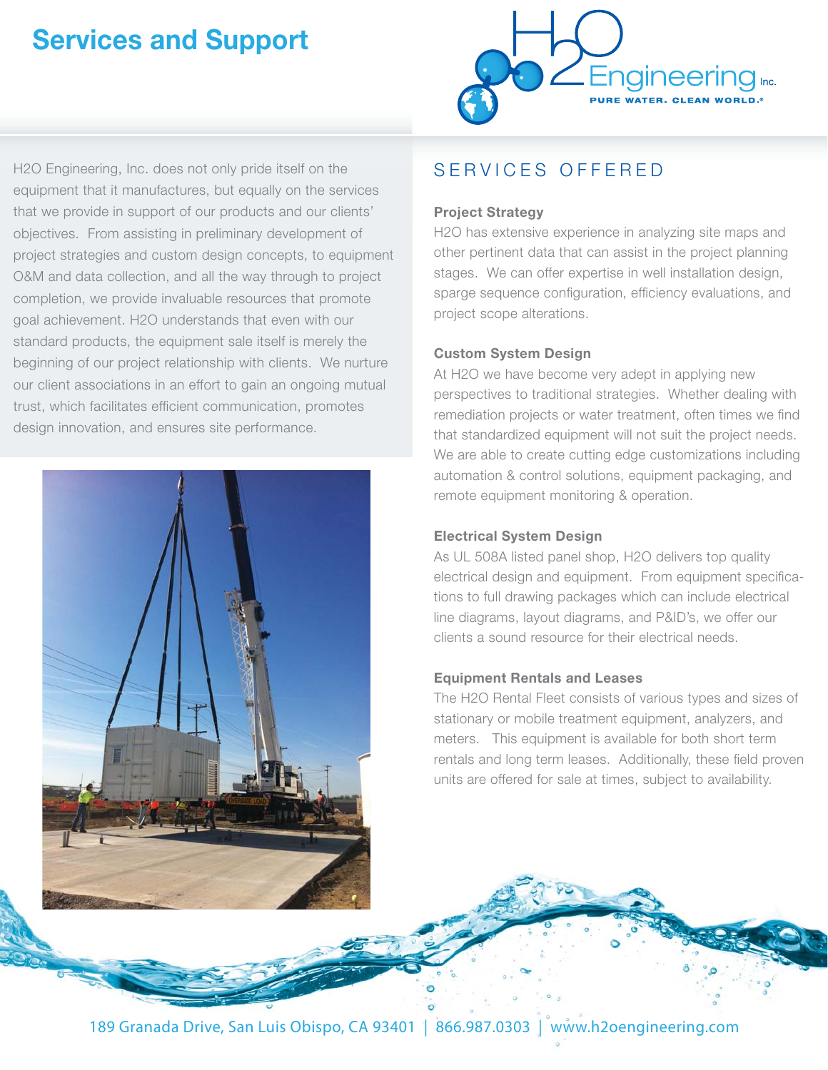# Services and Support

H2O Engineering, Inc.

PURE WATER. CLEAN WORLD.®

H2O Engineering, Inc. does not only pride itself on the equipment that it manufactures, but equally on the services that we provide in support of our products and our clients' objectives. From assisting in preliminary development of project strategies and custom design concepts, to equipment O&M and data collection, and all the way through to project completion, we provide invaluable resources that promote goal achievement. H2O understands that even with our standard products, the equipment sale itself is merely the beginning of our project relationship with clients. We nurture our client associations in an effort to gain an ongoing mutual trust, which facilitates efficient communication, promotes design innovation, and ensures site performance.

## SERVICES OFFERED

### Project Strategy

H2O has extensive experience in analyzing site maps and other pertinent data that can assist in the project planning stages. We can offer expertise in well installation design, sparge sequence configuration, efficiency evaluations, and project scope alterations.

### Custom System Design

At H2O we have become very adept in applying new perspectives to traditional strategies. Whether dealing with remediation projects or water treatment, often times we find that standardized equipment will not suit the project needs. We are able to create cutting edge customizations including automation & control solutions, equipment packaging, and remote equipment monitoring & operation.

### Electrical System Design

As UL 508A listed panel shop, H2O delivers top quality electrical design and equipment. From equipment specifications to full drawing packages which can include electrical line diagrams, layout diagrams, and P&ID's, we offer our clients a sound resource for their electrical needs.

### Equipment Rentals and Leases

The H2O Rental Fleet consists of various types and sizes of stationary or mobile treatment equipment, analyzers, and meters. This equipment is available for both short term rentals and long term leases. Additionally, these field proven units are offered for sale at times, subject to availability.

189 Granada Drive, San Luis Obispo, CA 93401 | 866.987.0303 | www.h2oengineering.com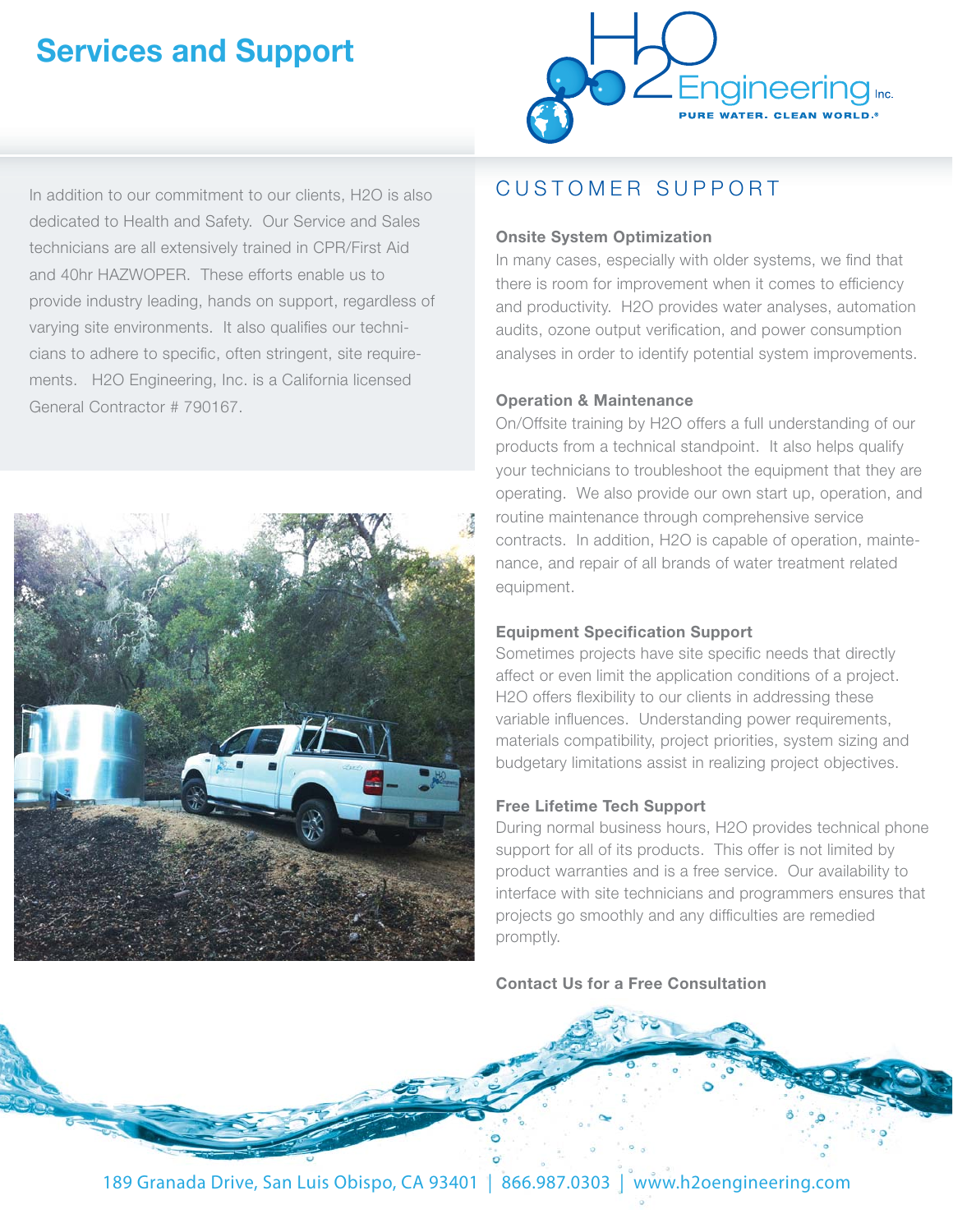# Services and Support

H2O Engineering Inc.
PURE WATER. CLEAN WORLD.®

In addition to our commitment to our clients, H2O is also dedicated to Health and Safety. Our Service and Sales technicians are all extensively trained in CPR/First Aid and 40hr HAZWOPER. These efforts enable us to provide industry leading, hands on support, regardless of varying site environments. It also qualifies our technicians to adhere to specific, often stringent, site requirements. H2O Engineering, Inc. is a California licensed General Contractor # 790167.

## CUSTOMER SUPPORT

### Onsite System Optimization

In many cases, especially with older systems, we find that there is room for improvement when it comes to efficiency and productivity. H2O provides water analyses, automation audits, ozone output verification, and power consumption analyses in order to identify potential system improvements.

### Operation & Maintenance

On/Offsite training by H2O offers a full understanding of our products from a technical standpoint. It also helps qualify your technicians to troubleshoot the equipment that they are operating. We also provide our own start up, operation, and routine maintenance through comprehensive service contracts. In addition, H2O is capable of operation, maintenance, and repair of all brands of water treatment related equipment.

### Equipment Specification Support

Sometimes projects have site specific needs that directly affect or even limit the application conditions of a project. H2O offers flexibility to our clients in addressing these variable influences. Understanding power requirements, materials compatibility, project priorities, system sizing and budgetary limitations assist in realizing project objectives.

### Free Lifetime Tech Support

During normal business hours, H2O provides technical phone support for all of its products. This offer is not limited by product warranties and is a free service. Our availability to interface with site technicians and programmers ensures that projects go smoothly and any difficulties are remedied promptly.

**Contact Us for a Free Consultation**

189 Granada Drive, San Luis Obispo, CA 93401 | 866.987.0303 | www.h2oengineering.com